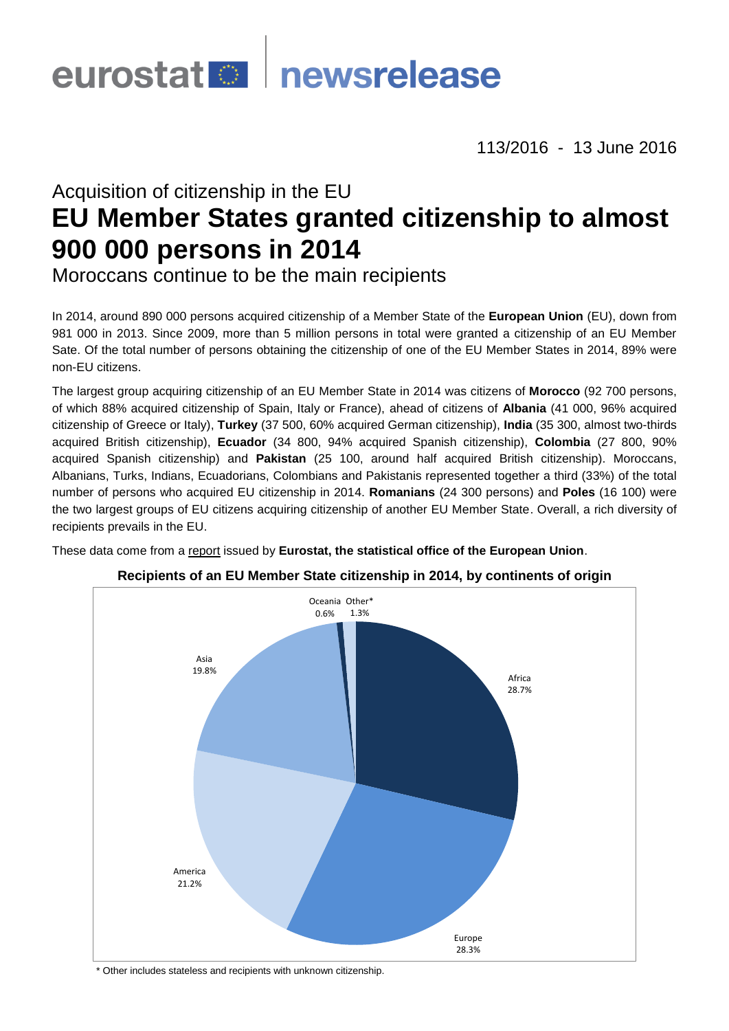eurostat newsrelease

113/2016 - 13 June 2016

## Acquisition of citizenship in the EU

# EU Member States granted citizenship to almost 900 000 persons in 2014

## Moroccans continue to be the main recipients

In 2014, around 890 000 persons acquired citizenship of a Member State of the **European Union** (EU), down from 981 000 in 2013. Since 2009, more than 5 million persons in total were granted a citizenship of an EU Member Sate. Of the total number of persons obtaining the citizenship of one of the EU Member States in 2014, 89% were non-EU citizens.

The largest group acquiring citizenship of an EU Member State in 2014 was citizens of **Morocco** (92 700 persons, of which 88% acquired citizenship of Spain, Italy or France), ahead of citizens of **Albania** (41 000, 96% acquired citizenship of Greece or Italy), **Turkey** (37 500, 60% acquired German citizenship), **India** (35 300, almost two-thirds acquired British citizenship), **Ecuador** (34 800, 94% acquired Spanish citizenship), **Colombia** (27 800, 90% acquired Spanish citizenship) and **Pakistan** (25 100, around half acquired British citizenship). Moroccans, Albanians, Turks, Indians, Ecuadorians, Colombians and Pakistanis represented together a third (33%) of the total number of persons who acquired EU citizenship in 2014. **Romanians** (24 300 persons) and **Poles** (16 100) were the two largest groups of EU citizens acquiring citizenship of another EU Member State. Overall, a rich diversity of recipients prevails in the EU.

These data come from a report issued by **Eurostat, the statistical office of the European Union**.

**Recipients of an EU Member State citizenship in 2014, by continents of origin**

| Continent | Share |
|---|---|
| Africa | 28.7% |
| Europe | 28.3% |
| America | 21.2% |
| Asia | 19.8% |
| Oceania | 0.6% |
| Other* | 1.3% |

\* Other includes stateless and recipients with unknown citizenship.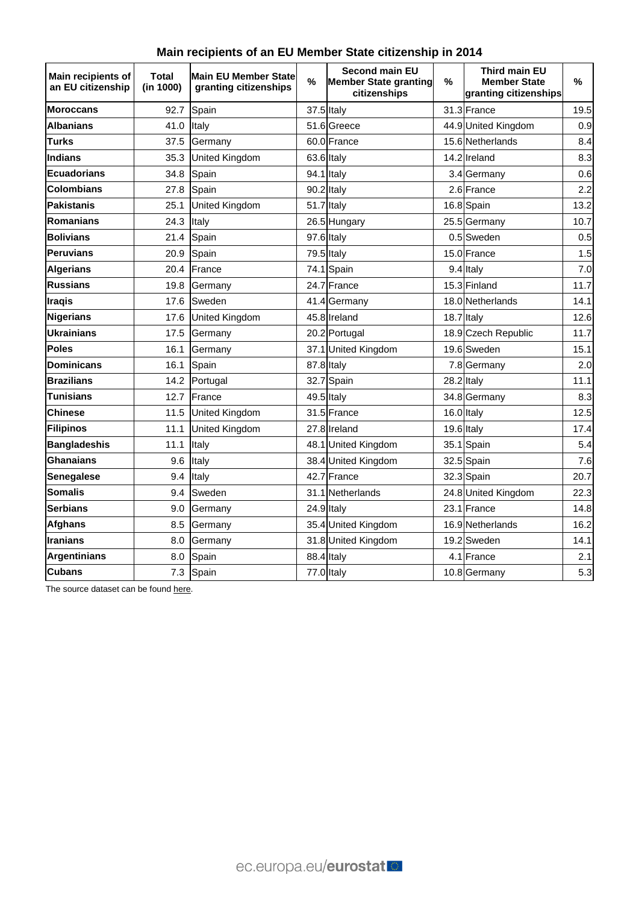## Main recipients of an EU Member State citizenship in 2014

| Main recipients of an EU citizenship | Total (in 1000) | Main EU Member State granting citizenships | % | Second main EU Member State granting citizenships | % | Third main EU Member State granting citizenships | % |
|---|---|---|---|---|---|---|---|
| **Moroccans** | 92.7 | Spain | 37.5 | Italy | 31.3 | France | 19.5 |
| **Albanians** | 41.0 | Italy | 51.6 | Greece | 44.9 | United Kingdom | 0.9 |
| **Turks** | 37.5 | Germany | 60.0 | France | 15.6 | Netherlands | 8.4 |
| **Indians** | 35.3 | United Kingdom | 63.6 | Italy | 14.2 | Ireland | 8.3 |
| **Ecuadorians** | 34.8 | Spain | 94.1 | Italy | 3.4 | Germany | 0.6 |
| **Colombians** | 27.8 | Spain | 90.2 | Italy | 2.6 | France | 2.2 |
| **Pakistanis** | 25.1 | United Kingdom | 51.7 | Italy | 16.8 | Spain | 13.2 |
| **Romanians** | 24.3 | Italy | 26.5 | Hungary | 25.5 | Germany | 10.7 |
| **Bolivians** | 21.4 | Spain | 97.6 | Italy | 0.5 | Sweden | 0.5 |
| **Peruvians** | 20.9 | Spain | 79.5 | Italy | 15.0 | France | 1.5 |
| **Algerians** | 20.4 | France | 74.1 | Spain | 9.4 | Italy | 7.0 |
| **Russians** | 19.8 | Germany | 24.7 | France | 15.3 | Finland | 11.7 |
| **Iraqis** | 17.6 | Sweden | 41.4 | Germany | 18.0 | Netherlands | 14.1 |
| **Nigerians** | 17.6 | United Kingdom | 45.8 | Ireland | 18.7 | Italy | 12.6 |
| **Ukrainians** | 17.5 | Germany | 20.2 | Portugal | 18.9 | Czech Republic | 11.7 |
| **Poles** | 16.1 | Germany | 37.1 | United Kingdom | 19.6 | Sweden | 15.1 |
| **Dominicans** | 16.1 | Spain | 87.8 | Italy | 7.8 | Germany | 2.0 |
| **Brazilians** | 14.2 | Portugal | 32.7 | Spain | 28.2 | Italy | 11.1 |
| **Tunisians** | 12.7 | France | 49.5 | Italy | 34.8 | Germany | 8.3 |
| **Chinese** | 11.5 | United Kingdom | 31.5 | France | 16.0 | Italy | 12.5 |
| **Filipinos** | 11.1 | United Kingdom | 27.8 | Ireland | 19.6 | Italy | 17.4 |
| **Bangladeshis** | 11.1 | Italy | 48.1 | United Kingdom | 35.1 | Spain | 5.4 |
| **Ghanaians** | 9.6 | Italy | 38.4 | United Kingdom | 32.5 | Spain | 7.6 |
| **Senegalese** | 9.4 | Italy | 42.7 | France | 32.3 | Spain | 20.7 |
| **Somalis** | 9.4 | Sweden | 31.1 | Netherlands | 24.8 | United Kingdom | 22.3 |
| **Serbians** | 9.0 | Germany | 24.9 | Italy | 23.1 | France | 14.8 |
| **Afghans** | 8.5 | Germany | 35.4 | United Kingdom | 16.9 | Netherlands | 16.2 |
| **Iranians** | 8.0 | Germany | 31.8 | United Kingdom | 19.2 | Sweden | 14.1 |
| **Argentinians** | 8.0 | Spain | 88.4 | Italy | 4.1 | France | 2.1 |
| **Cubans** | 7.3 | Spain | 77.0 | Italy | 10.8 | Germany | 5.3 |

The source dataset can be found here.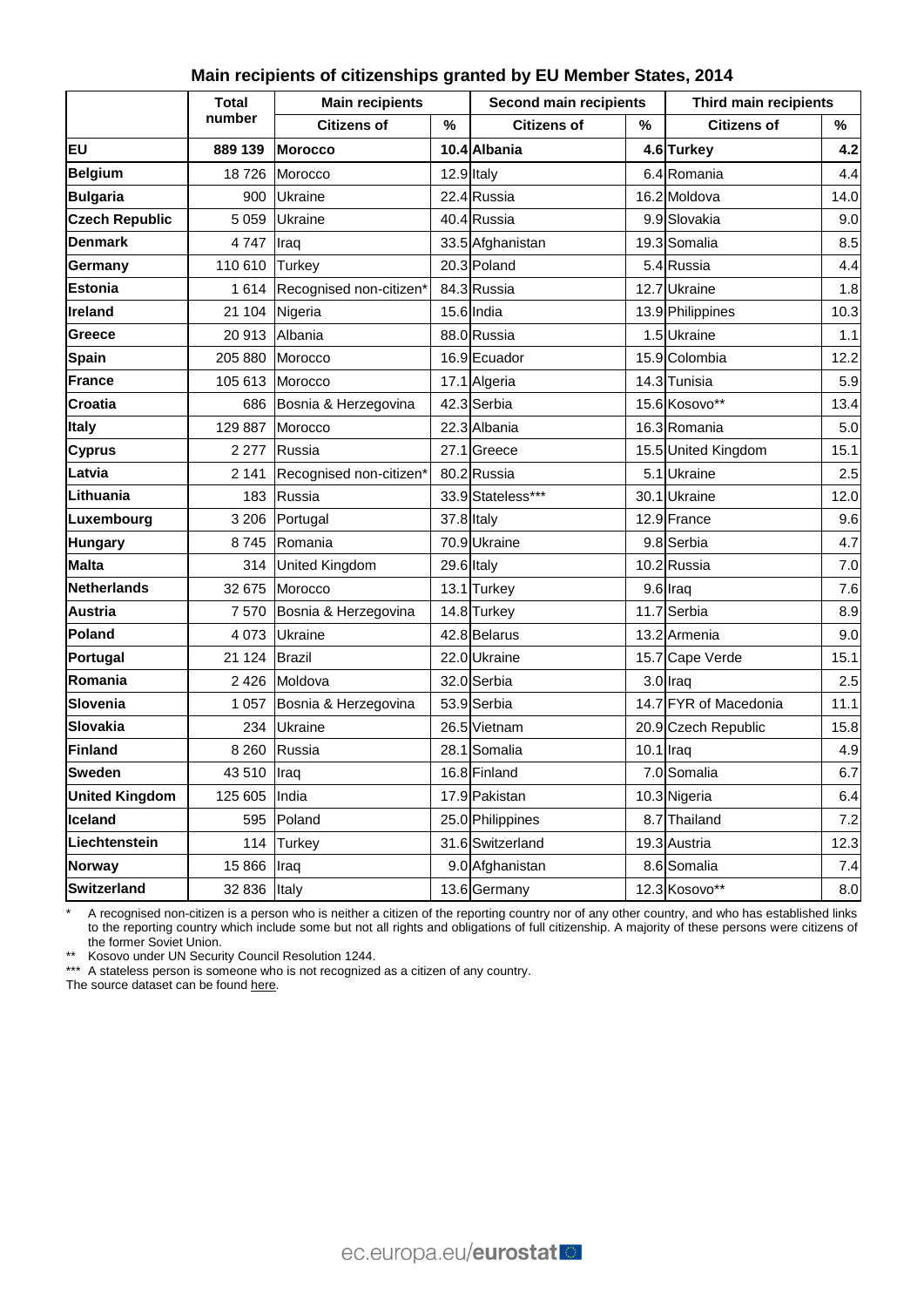**Main recipients of citizenships granted by EU Member States, 2014**

| | Total number | Main recipients | | Second main recipients | | Third main recipients | |
|---|---|---|---|---|---|---|---|
| | | Citizens of | % | Citizens of | % | Citizens of | % |
| **EU** | **889 139** | **Morocco** | **10.4** | **Albania** | **4.6** | **Turkey** | **4.2** |
| **Belgium** | 18 726 | Morocco | 12.9 | Italy | 6.4 | Romania | 4.4 |
| **Bulgaria** | 900 | Ukraine | 22.4 | Russia | 16.2 | Moldova | 14.0 |
| **Czech Republic** | 5 059 | Ukraine | 40.4 | Russia | 9.9 | Slovakia | 9.0 |
| **Denmark** | 4 747 | Iraq | 33.5 | Afghanistan | 19.3 | Somalia | 8.5 |
| **Germany** | 110 610 | Turkey | 20.3 | Poland | 5.4 | Russia | 4.4 |
| **Estonia** | 1 614 | Recognised non-citizen* | 84.3 | Russia | 12.7 | Ukraine | 1.8 |
| **Ireland** | 21 104 | Nigeria | 15.6 | India | 13.9 | Philippines | 10.3 |
| **Greece** | 20 913 | Albania | 88.0 | Russia | 1.5 | Ukraine | 1.1 |
| **Spain** | 205 880 | Morocco | 16.9 | Ecuador | 15.9 | Colombia | 12.2 |
| **France** | 105 613 | Morocco | 17.1 | Algeria | 14.3 | Tunisia | 5.9 |
| **Croatia** | 686 | Bosnia & Herzegovina | 42.3 | Serbia | 15.6 | Kosovo** | 13.4 |
| **Italy** | 129 887 | Morocco | 22.3 | Albania | 16.3 | Romania | 5.0 |
| **Cyprus** | 2 277 | Russia | 27.1 | Greece | 15.5 | United Kingdom | 15.1 |
| **Latvia** | 2 141 | Recognised non-citizen* | 80.2 | Russia | 5.1 | Ukraine | 2.5 |
| **Lithuania** | 183 | Russia | 33.9 | Stateless*** | 30.1 | Ukraine | 12.0 |
| **Luxembourg** | 3 206 | Portugal | 37.8 | Italy | 12.9 | France | 9.6 |
| **Hungary** | 8 745 | Romania | 70.9 | Ukraine | 9.8 | Serbia | 4.7 |
| **Malta** | 314 | United Kingdom | 29.6 | Italy | 10.2 | Russia | 7.0 |
| **Netherlands** | 32 675 | Morocco | 13.1 | Turkey | 9.6 | Iraq | 7.6 |
| **Austria** | 7 570 | Bosnia & Herzegovina | 14.8 | Turkey | 11.7 | Serbia | 8.9 |
| **Poland** | 4 073 | Ukraine | 42.8 | Belarus | 13.2 | Armenia | 9.0 |
| **Portugal** | 21 124 | Brazil | 22.0 | Ukraine | 15.7 | Cape Verde | 15.1 |
| **Romania** | 2 426 | Moldova | 32.0 | Serbia | 3.0 | Iraq | 2.5 |
| **Slovenia** | 1 057 | Bosnia & Herzegovina | 53.9 | Serbia | 14.7 | FYR of Macedonia | 11.1 |
| **Slovakia** | 234 | Ukraine | 26.5 | Vietnam | 20.9 | Czech Republic | 15.8 |
| **Finland** | 8 260 | Russia | 28.1 | Somalia | 10.1 | Iraq | 4.9 |
| **Sweden** | 43 510 | Iraq | 16.8 | Finland | 7.0 | Somalia | 6.7 |
| **United Kingdom** | 125 605 | India | 17.9 | Pakistan | 10.3 | Nigeria | 6.4 |
| **Iceland** | 595 | Poland | 25.0 | Philippines | 8.7 | Thailand | 7.2 |
| **Liechtenstein** | 114 | Turkey | 31.6 | Switzerland | 19.3 | Austria | 12.3 |
| **Norway** | 15 866 | Iraq | 9.0 | Afghanistan | 8.6 | Somalia | 7.4 |
| **Switzerland** | 32 836 | Italy | 13.6 | Germany | 12.3 | Kosovo** | 8.0 |

\* A recognised non-citizen is a person who is neither a citizen of the reporting country nor of any other country, and who has established links to the reporting country which include some but not all rights and obligations of full citizenship. A majority of these persons were citizens of the former Soviet Union.

** Kosovo under UN Security Council Resolution 1244.

*** A stateless person is someone who is not recognized as a citizen of any country.

The source dataset can be found here.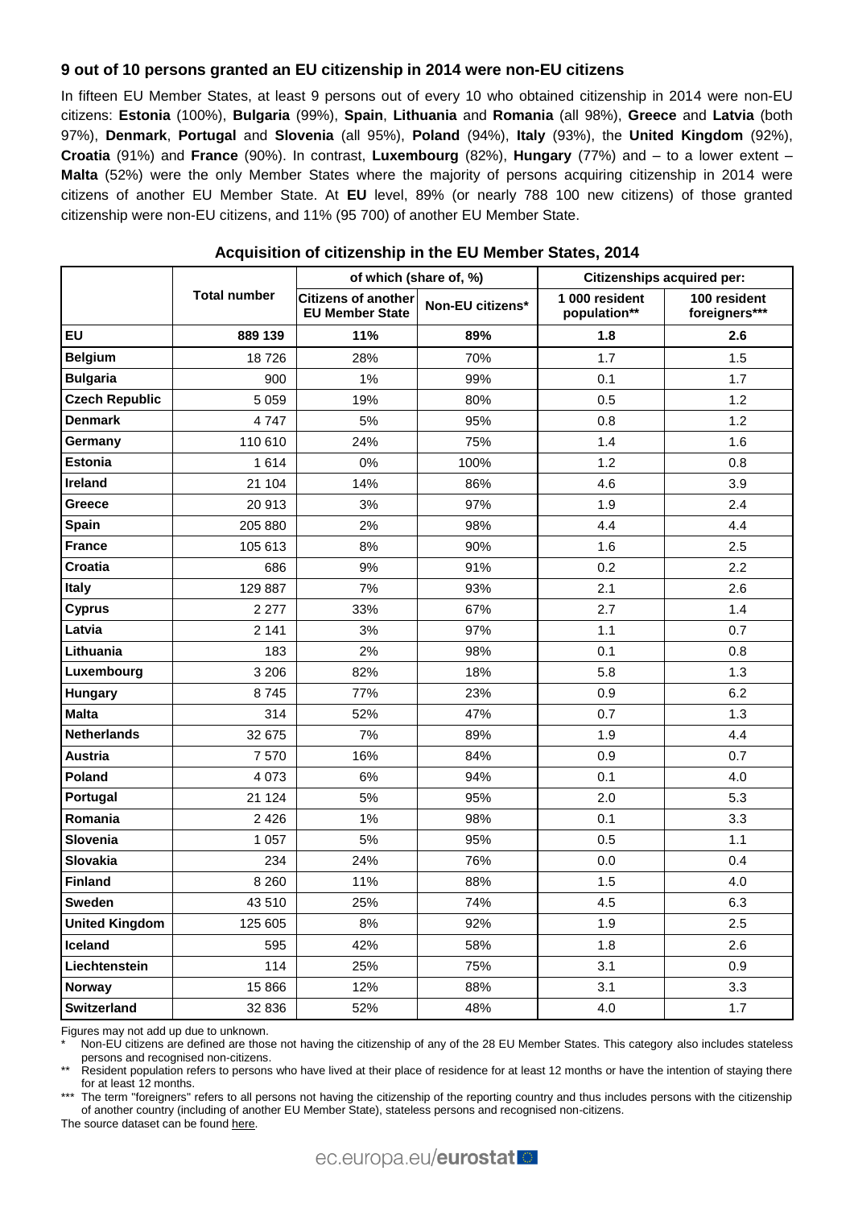### 9 out of 10 persons granted an EU citizenship in 2014 were non-EU citizens

In fifteen EU Member States, at least 9 persons out of every 10 who obtained citizenship in 2014 were non-EU citizens: **Estonia** (100%), **Bulgaria** (99%), **Spain**, **Lithuania** and **Romania** (all 98%), **Greece** and **Latvia** (both 97%), **Denmark**, **Portugal** and **Slovenia** (all 95%), **Poland** (94%), **Italy** (93%), the **United Kingdom** (92%), **Croatia** (91%) and **France** (90%). In contrast, **Luxembourg** (82%), **Hungary** (77%) and – to a lower extent – **Malta** (52%) were the only Member States where the majority of persons acquiring citizenship in 2014 were citizens of another EU Member State. At **EU** level, 89% (or nearly 788 100 new citizens) of those granted citizenship were non-EU citizens, and 11% (95 700) of another EU Member State.

**Acquisition of citizenship in the EU Member States, 2014**

| | Total number | of which (share of, %) | | Citizenships acquired per: | |
|---|---|---|---|---|---|
| | | Citizens of another EU Member State | Non-EU citizens* | 1 000 resident population** | 100 resident foreigners*** |
| **EU** | **889 139** | **11%** | **89%** | **1.8** | **2.6** |
| **Belgium** | 18 726 | 28% | 70% | 1.7 | 1.5 |
| **Bulgaria** | 900 | 1% | 99% | 0.1 | 1.7 |
| **Czech Republic** | 5 059 | 19% | 80% | 0.5 | 1.2 |
| **Denmark** | 4 747 | 5% | 95% | 0.8 | 1.2 |
| **Germany** | 110 610 | 24% | 75% | 1.4 | 1.6 |
| **Estonia** | 1 614 | 0% | 100% | 1.2 | 0.8 |
| **Ireland** | 21 104 | 14% | 86% | 4.6 | 3.9 |
| **Greece** | 20 913 | 3% | 97% | 1.9 | 2.4 |
| **Spain** | 205 880 | 2% | 98% | 4.4 | 4.4 |
| **France** | 105 613 | 8% | 90% | 1.6 | 2.5 |
| **Croatia** | 686 | 9% | 91% | 0.2 | 2.2 |
| **Italy** | 129 887 | 7% | 93% | 2.1 | 2.6 |
| **Cyprus** | 2 277 | 33% | 67% | 2.7 | 1.4 |
| **Latvia** | 2 141 | 3% | 97% | 1.1 | 0.7 |
| **Lithuania** | 183 | 2% | 98% | 0.1 | 0.8 |
| **Luxembourg** | 3 206 | 82% | 18% | 5.8 | 1.3 |
| **Hungary** | 8 745 | 77% | 23% | 0.9 | 6.2 |
| **Malta** | 314 | 52% | 47% | 0.7 | 1.3 |
| **Netherlands** | 32 675 | 7% | 89% | 1.9 | 4.4 |
| **Austria** | 7 570 | 16% | 84% | 0.9 | 0.7 |
| **Poland** | 4 073 | 6% | 94% | 0.1 | 4.0 |
| **Portugal** | 21 124 | 5% | 95% | 2.0 | 5.3 |
| **Romania** | 2 426 | 1% | 98% | 0.1 | 3.3 |
| **Slovenia** | 1 057 | 5% | 95% | 0.5 | 1.1 |
| **Slovakia** | 234 | 24% | 76% | 0.0 | 0.4 |
| **Finland** | 8 260 | 11% | 88% | 1.5 | 4.0 |
| **Sweden** | 43 510 | 25% | 74% | 4.5 | 6.3 |
| **United Kingdom** | 125 605 | 8% | 92% | 1.9 | 2.5 |
| **Iceland** | 595 | 42% | 58% | 1.8 | 2.6 |
| **Liechtenstein** | 114 | 25% | 75% | 3.1 | 0.9 |
| **Norway** | 15 866 | 12% | 88% | 3.1 | 3.3 |
| **Switzerland** | 32 836 | 52% | 48% | 4.0 | 1.7 |

Figures may not add up due to unknown.

\* Non-EU citizens are defined are those not having the citizenship of any of the 28 EU Member States. This category also includes stateless persons and recognised non-citizens.

\** Resident population refers to persons who have lived at their place of residence for at least 12 months or have the intention of staying there for at least 12 months.

\*** The term "foreigners" refers to all persons not having the citizenship of the reporting country and thus includes persons with the citizenship of another country (including of another EU Member State), stateless persons and recognised non-citizens.

The source dataset can be found here.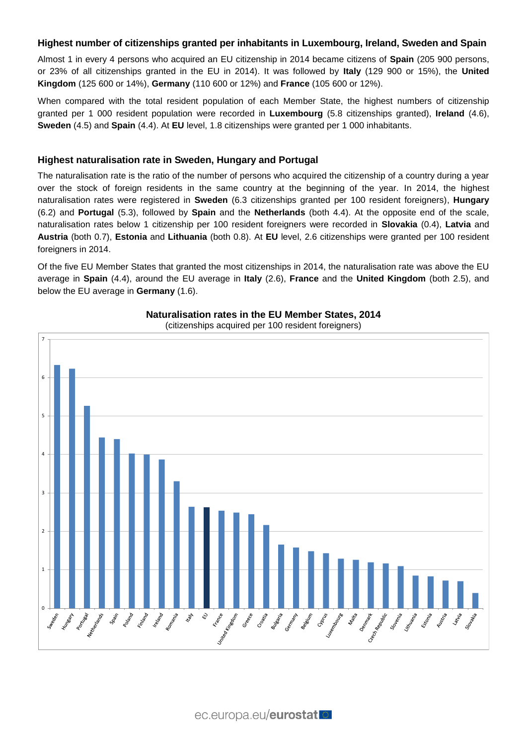### Highest number of citizenships granted per inhabitants in Luxembourg, Ireland, Sweden and Spain

Almost 1 in every 4 persons who acquired an EU citizenship in 2014 became citizens of **Spain** (205 900 persons, or 23% of all citizenships granted in the EU in 2014). It was followed by **Italy** (129 900 or 15%), the **United Kingdom** (125 600 or 14%), **Germany** (110 600 or 12%) and **France** (105 600 or 12%).

When compared with the total resident population of each Member State, the highest numbers of citizenship granted per 1 000 resident population were recorded in **Luxembourg** (5.8 citizenships granted), **Ireland** (4.6), **Sweden** (4.5) and **Spain** (4.4). At **EU** level, 1.8 citizenships were granted per 1 000 inhabitants.

### Highest naturalisation rate in Sweden, Hungary and Portugal

The naturalisation rate is the ratio of the number of persons who acquired the citizenship of a country during a year over the stock of foreign residents in the same country at the beginning of the year. In 2014, the highest naturalisation rates were registered in **Sweden** (6.3 citizenships granted per 100 resident foreigners), **Hungary** (6.2) and **Portugal** (5.3), followed by **Spain** and the **Netherlands** (both 4.4). At the opposite end of the scale, naturalisation rates below 1 citizenship per 100 resident foreigners were recorded in **Slovakia** (0.4), **Latvia** and **Austria** (both 0.7), **Estonia** and **Lithuania** (both 0.8). At **EU** level, 2.6 citizenships were granted per 100 resident foreigners in 2014.

Of the five EU Member States that granted the most citizenships in 2014, the naturalisation rate was above the EU average in **Spain** (4.4), around the EU average in **Italy** (2.6), **France** and the **United Kingdom** (both 2.5), and below the EU average in **Germany** (1.6).

**Naturalisation rates in the EU Member States, 2014**
(citizenships acquired per 100 resident foreigners)

| Country | Rate |
|---|---|
| Sweden | 6.3 |
| Hungary | 6.2 |
| Portugal | 5.3 |
| Netherlands | 4.4 |
| Spain | 4.4 |
| Poland | 4.0 |
| Finland | 4.0 |
| Ireland | 3.9 |
| Romania | 3.3 |
| Italy | 2.6 |
| EU | 2.6 |
| France | 2.5 |
| United Kingdom | 2.5 |
| Greece | 2.4 |
| Croatia | 2.2 |
| Bulgaria | 1.7 |
| Germany | 1.6 |
| Belgium | 1.5 |
| Cyprus | 1.4 |
| Luxembourg | 1.3 |
| Malta | 1.3 |
| Denmark | 1.2 |
| Czech Republic | 1.2 |
| Slovenia | 1.1 |
| Lithuania | 0.8 |
| Estonia | 0.8 |
| Austria | 0.7 |
| Latvia | 0.7 |
| Slovakia | 0.4 |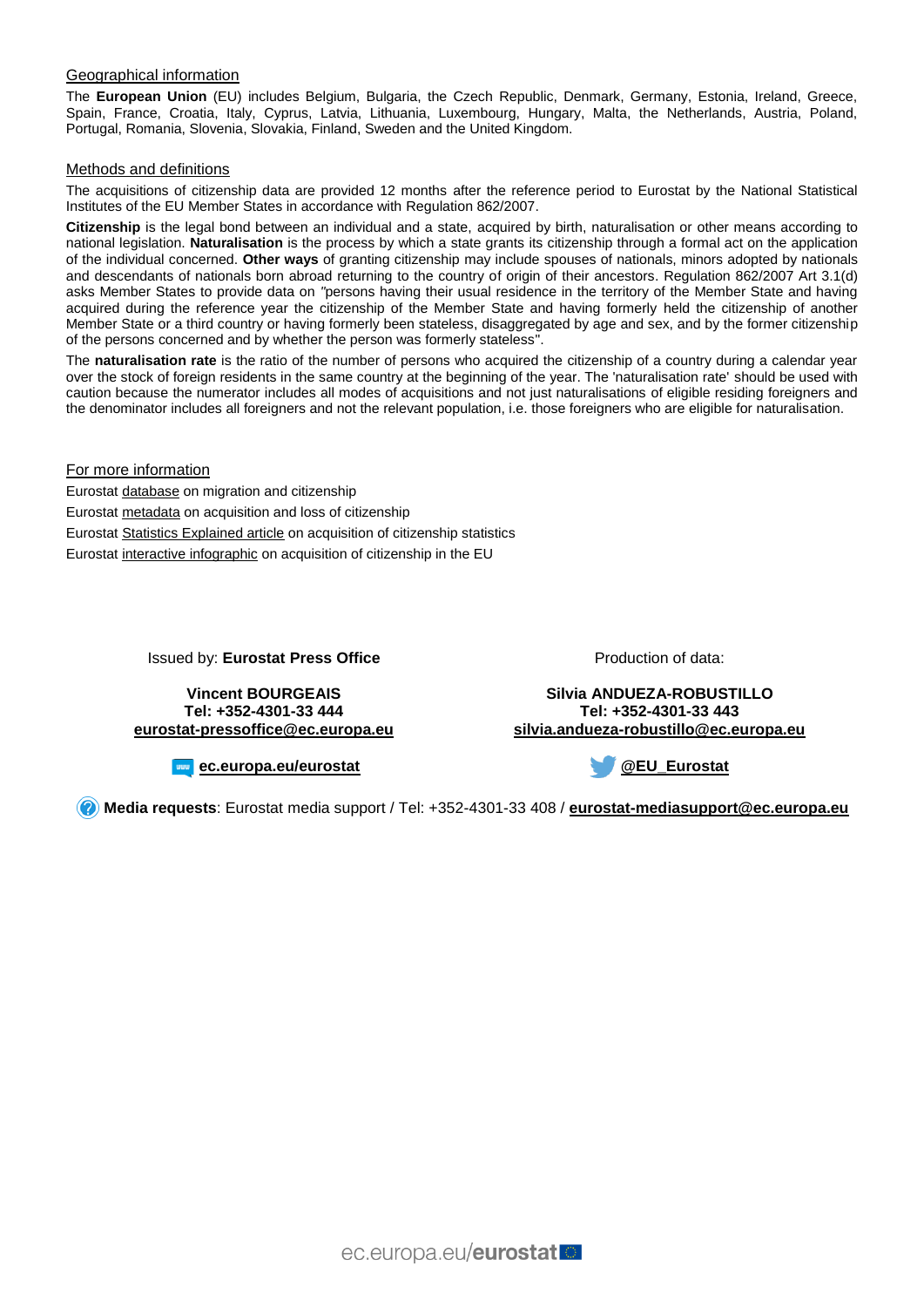## Geographical information

The **European Union** (EU) includes Belgium, Bulgaria, the Czech Republic, Denmark, Germany, Estonia, Ireland, Greece, Spain, France, Croatia, Italy, Cyprus, Latvia, Lithuania, Luxembourg, Hungary, Malta, the Netherlands, Austria, Poland, Portugal, Romania, Slovenia, Slovakia, Finland, Sweden and the United Kingdom.

## Methods and definitions

The acquisitions of citizenship data are provided 12 months after the reference period to Eurostat by the National Statistical Institutes of the EU Member States in accordance with Regulation 862/2007.

**Citizenship** is the legal bond between an individual and a state, acquired by birth, naturalisation or other means according to national legislation. **Naturalisation** is the process by which a state grants its citizenship through a formal act on the application of the individual concerned. **Other ways** of granting citizenship may include spouses of nationals, minors adopted by nationals and descendants of nationals born abroad returning to the country of origin of their ancestors. Regulation 862/2007 Art 3.1(d) asks Member States to provide data on "persons having their usual residence in the territory of the Member State and having acquired during the reference year the citizenship of the Member State and having formerly held the citizenship of another Member State or a third country or having formerly been stateless, disaggregated by age and sex, and by the former citizenship of the persons concerned and by whether the person was formerly stateless".

The **naturalisation rate** is the ratio of the number of persons who acquired the citizenship of a country during a calendar year over the stock of foreign residents in the same country at the beginning of the year. The 'naturalisation rate' should be used with caution because the numerator includes all modes of acquisitions and not just naturalisations of eligible residing foreigners and the denominator includes all foreigners and not the relevant population, i.e. those foreigners who are eligible for naturalisation.

## For more information

Eurostat database on migration and citizenship

Eurostat metadata on acquisition and loss of citizenship

Eurostat Statistics Explained article on acquisition of citizenship statistics

Eurostat interactive infographic on acquisition of citizenship in the EU

Issued by: **Eurostat Press Office**

**Vincent BOURGEAIS**
**Tel: +352-4301-33 444**
**eurostat-pressoffice@ec.europa.eu**

Production of data:

**Silvia ANDUEZA-ROBUSTILLO**
**Tel: +352-4301-33 443**
**silvia.andueza-robustillo@ec.europa.eu**

**ec.europa.eu/eurostat**

**@EU_Eurostat**

**Media requests**: Eurostat media support / Tel: +352-4301-33 408 / **eurostat-mediasupport@ec.europa.eu**